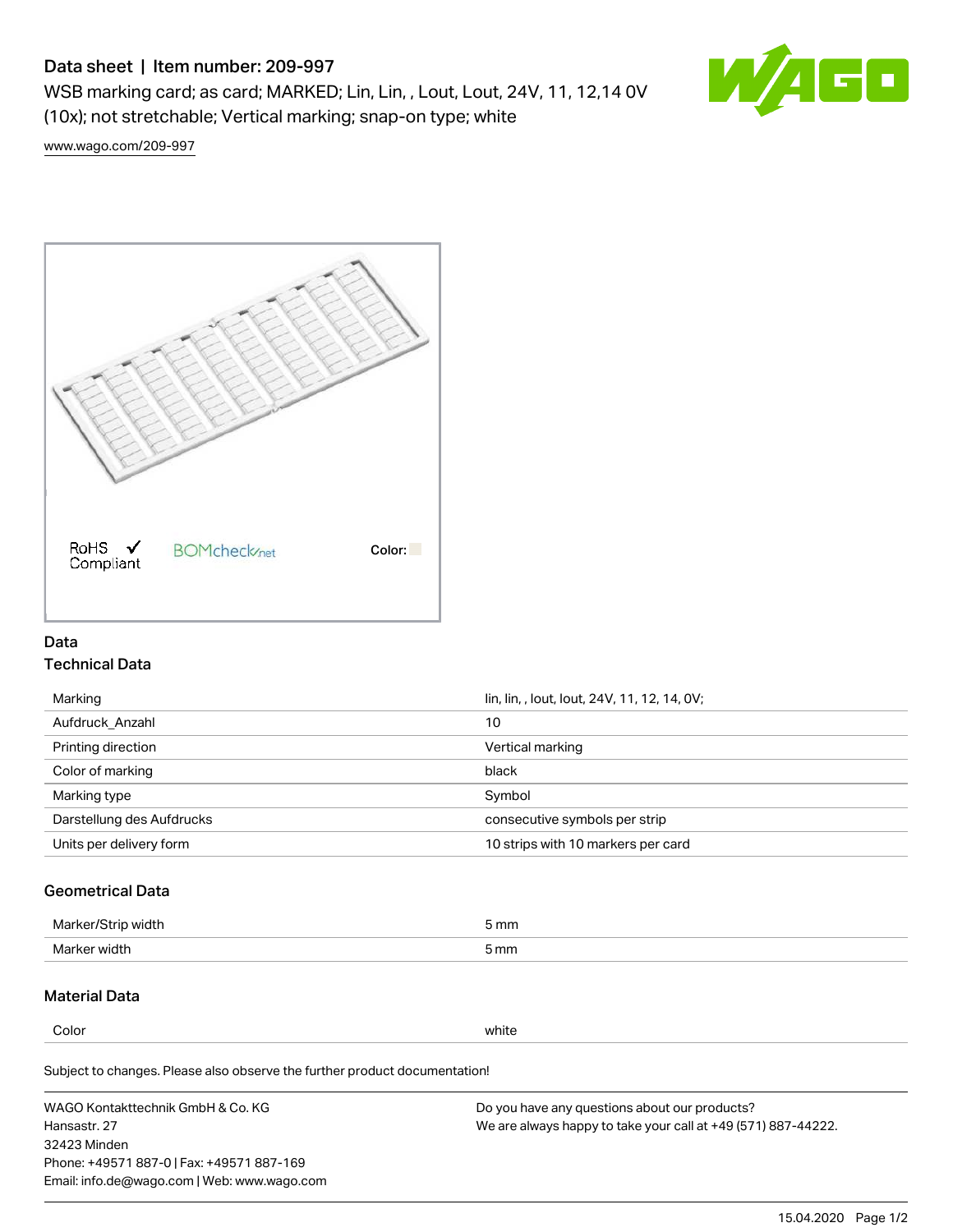# Data sheet | Item number: 209-997

WSB marking card; as card; MARKED; Lin, Lin, , Lout, Lout, 24V, 11, 12,14 0V (10x); not stretchable; Vertical marking; snap-on type; white

www.wago.com/209-997

RoHS Compliant

BOMcheck.net

Color:

## Data

### Technical Data

| | |
|---|---|
| Marking | lin, lin, , lout, lout, 24V, 11, 12, 14, 0V; |
| Aufdruck_Anzahl | 10 |
| Printing direction | Vertical marking |
| Color of marking | black |
| Marking type | Symbol |
| Darstellung des Aufdrucks | consecutive symbols per strip |
| Units per delivery form | 10 strips with 10 markers per card |

### Geometrical Data

| | |
|---|---|
| Marker/Strip width | 5 mm |
| Marker width | 5 mm |

### Material Data

| | |
|---|---|
| Color | white |

Subject to changes. Please also observe the further product documentation!

WAGO Kontakttechnik GmbH & Co. KG
Hansastr. 27
32423 Minden
Phone: +49571 887-0 | Fax: +49571 887-169
Email: info.de@wago.com | Web: www.wago.com

Do you have any questions about our products?
We are always happy to take your call at +49 (571) 887-44222.

15.04.2020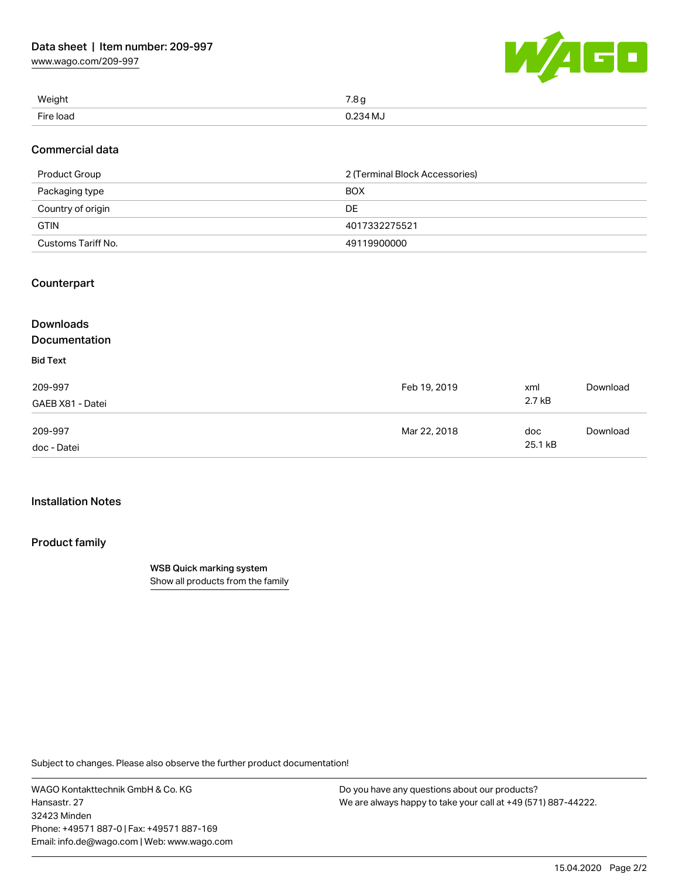| | |
|---|---|
| Weight | 7.8 g |
| Fire load | 0.234 MJ |

## Commercial data

| | |
|---|---|
| Product Group | 2 (Terminal Block Accessories) |
| Packaging type | BOX |
| Country of origin | DE |
| GTIN | 4017332275521 |
| Customs Tariff No. | 49119900000 |

## Counterpart

## Downloads

## Documentation

### Bid Text

| | | | |
|---|---|---|---|
| 209-997<br>GAEB X81 - Datei | Feb 19, 2019 | xml<br>2.7 kB | Download |
| 209-997<br>doc - Datei | Mar 22, 2018 | doc<br>25.1 kB | Download |

## Installation Notes

## Product family

**WSB Quick marking system**
Show all products from the family

Subject to changes. Please also observe the further product documentation!

WAGO Kontakttechnik GmbH & Co. KG
Hansastr. 27
32423 Minden
Phone: +49571 887-0 | Fax: +49571 887-169
Email: info.de@wago.com | Web: www.wago.com

Do you have any questions about our products?
We are always happy to take your call at +49 (571) 887-44222.